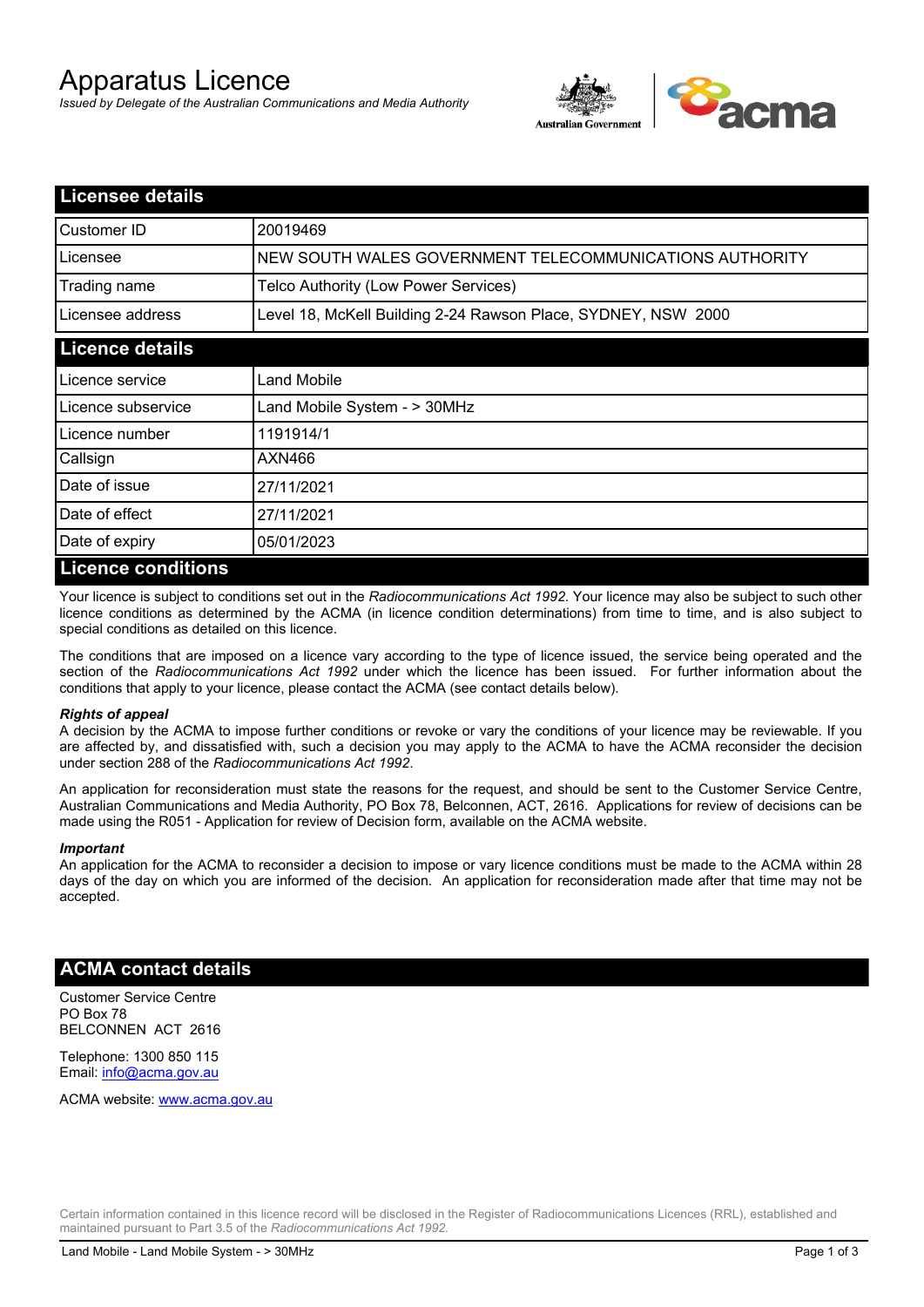# Apparatus Licence

*Issued by Delegate of the Australian Communications and Media Authority*

## Licensee details

| | |
|---|---|
| Customer ID | 20019469 |
| Licensee | NEW SOUTH WALES GOVERNMENT TELECOMMUNICATIONS AUTHORITY |
| Trading name | Telco Authority (Low Power Services) |
| Licensee address | Level 18, McKell Building 2-24 Rawson Place, SYDNEY, NSW 2000 |

## Licence details

| | |
|---|---|
| Licence service | Land Mobile |
| Licence subservice | Land Mobile System - > 30MHz |
| Licence number | 1191914/1 |
| Callsign | AXN466 |
| Date of issue | 27/11/2021 |
| Date of effect | 27/11/2021 |
| Date of expiry | 05/01/2023 |

## Licence conditions

Your licence is subject to conditions set out in the *Radiocommunications Act 1992*. Your licence may also be subject to such other licence conditions as determined by the ACMA (in licence condition determinations) from time to time, and is also subject to special conditions as detailed on this licence.

The conditions that are imposed on a licence vary according to the type of licence issued, the service being operated and the section of the *Radiocommunications Act 1992* under which the licence has been issued. For further information about the conditions that apply to your licence, please contact the ACMA (see contact details below).

***Rights of appeal***

A decision by the ACMA to impose further conditions or revoke or vary the conditions of your licence may be reviewable. If you are affected by, and dissatisfied with, such a decision you may apply to the ACMA to have the ACMA reconsider the decision under section 288 of the *Radiocommunications Act 1992*.

An application for reconsideration must state the reasons for the request, and should be sent to the Customer Service Centre, Australian Communications and Media Authority, PO Box 78, Belconnen, ACT, 2616. Applications for review of decisions can be made using the R051 - Application for review of Decision form, available on the ACMA website.

***Important***

An application for the ACMA to reconsider a decision to impose or vary licence conditions must be made to the ACMA within 28 days of the day on which you are informed of the decision. An application for reconsideration made after that time may not be accepted.

## ACMA contact details

Customer Service Centre
PO Box 78
BELCONNEN ACT 2616

Telephone: 1300 850 115
Email: info@acma.gov.au

ACMA website: www.acma.gov.au

Certain information contained in this licence record will be disclosed in the Register of Radiocommunications Licences (RRL), established and maintained pursuant to Part 3.5 of the *Radiocommunications Act 1992.*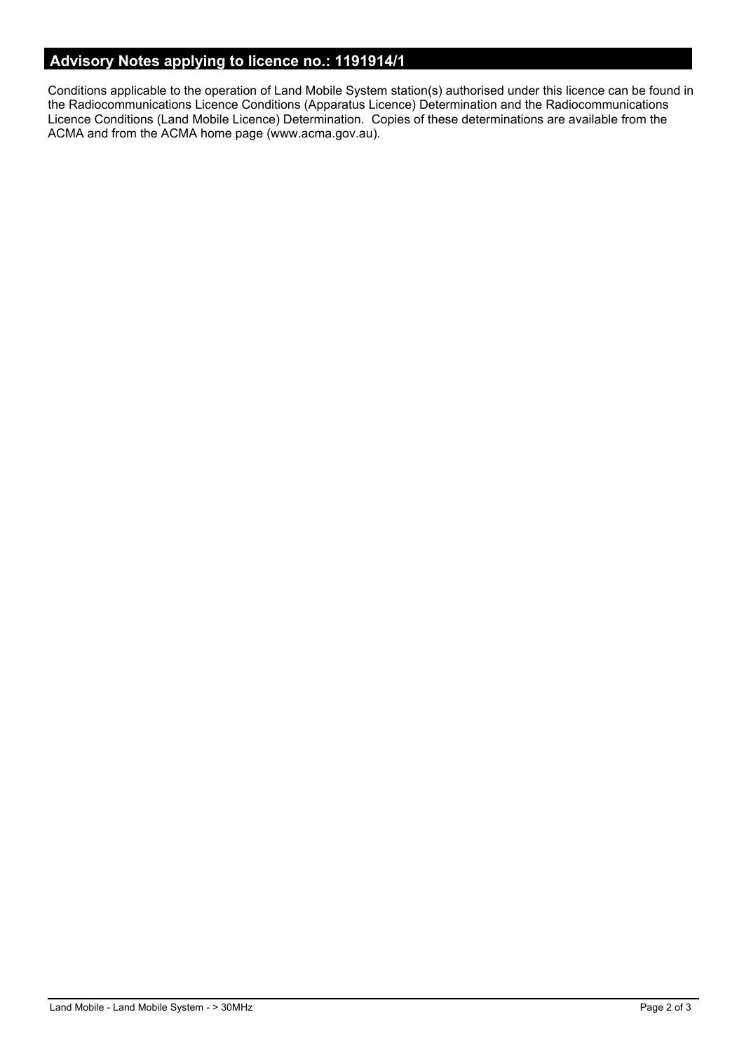## Advisory Notes applying to licence no.: 1191914/1

Conditions applicable to the operation of Land Mobile System station(s) authorised under this licence can be found in the Radiocommunications Licence Conditions (Apparatus Licence) Determination and the Radiocommunications Licence Conditions (Land Mobile Licence) Determination. Copies of these determinations are available from the ACMA and from the ACMA home page (www.acma.gov.au).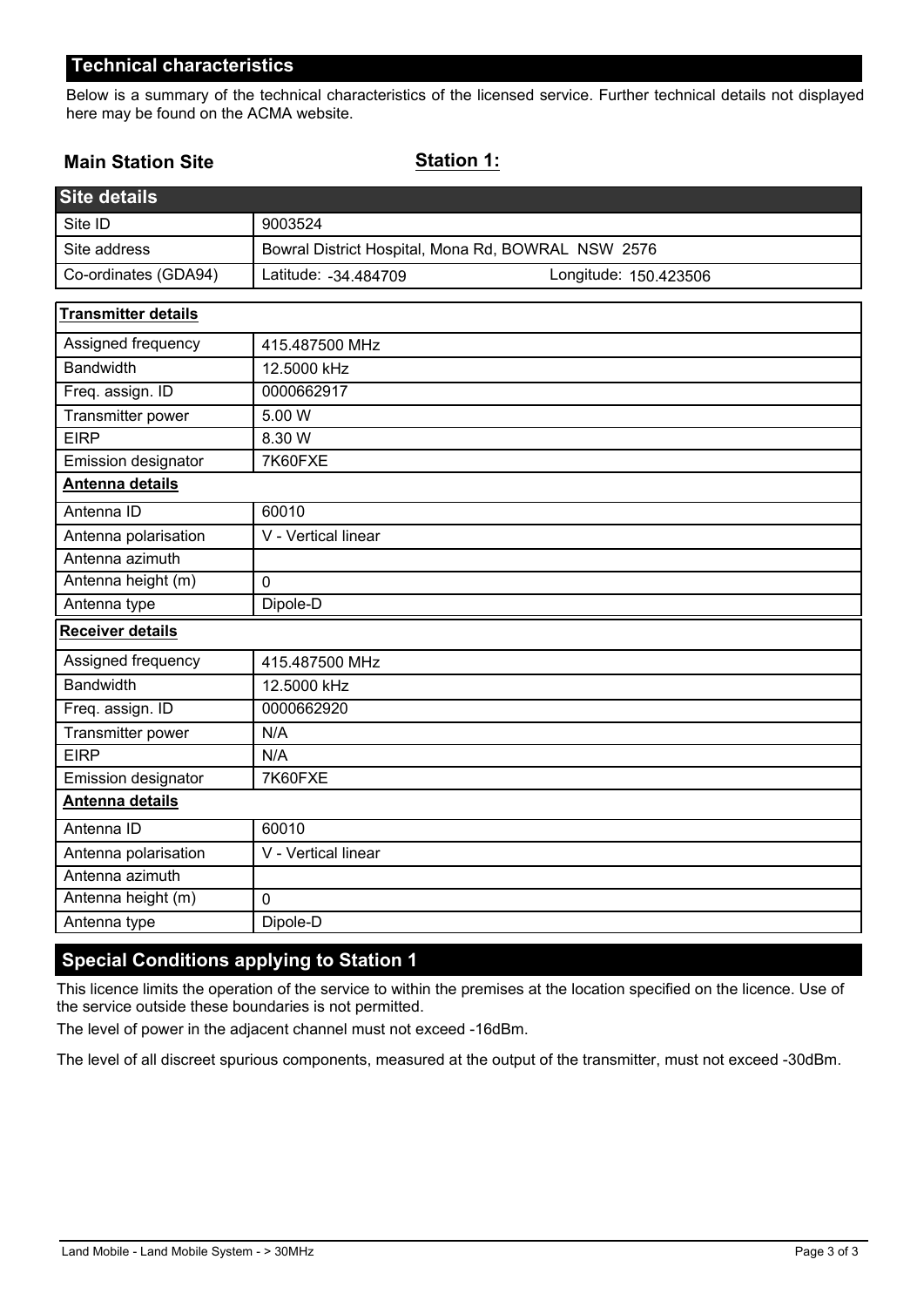## Technical characteristics

Below is a summary of the technical characteristics of the licensed service. Further technical details not displayed here may be found on the ACMA website.

**Main Station Site** **Station 1:**

| Site details | | |
|---|---|---|
| Site ID | 9003524 | |
| Site address | Bowral District Hospital, Mona Rd, BOWRAL NSW 2576 | |
| Co-ordinates (GDA94) | Latitude: -34.484709 | Longitude: 150.423506 |

| Transmitter details | |
|---|---|
| Assigned frequency | 415.487500 MHz |
| Bandwidth | 12.5000 kHz |
| Freq. assign. ID | 0000662917 |
| Transmitter power | 5.00 W |
| EIRP | 8.30 W |
| Emission designator | 7K60FXE |
| **Antenna details** | |
| Antenna ID | 60010 |
| Antenna polarisation | V - Vertical linear |
| Antenna azimuth | |
| Antenna height (m) | 0 |
| Antenna type | Dipole-D |

| Receiver details | |
|---|---|
| Assigned frequency | 415.487500 MHz |
| Bandwidth | 12.5000 kHz |
| Freq. assign. ID | 0000662920 |
| Transmitter power | N/A |
| EIRP | N/A |
| Emission designator | 7K60FXE |
| **Antenna details** | |
| Antenna ID | 60010 |
| Antenna polarisation | V - Vertical linear |
| Antenna azimuth | |
| Antenna height (m) | 0 |
| Antenna type | Dipole-D |

## Special Conditions applying to Station 1

This licence limits the operation of the service to within the premises at the location specified on the licence. Use of the service outside these boundaries is not permitted.

The level of power in the adjacent channel must not exceed -16dBm.

The level of all discreet spurious components, measured at the output of the transmitter, must not exceed -30dBm.